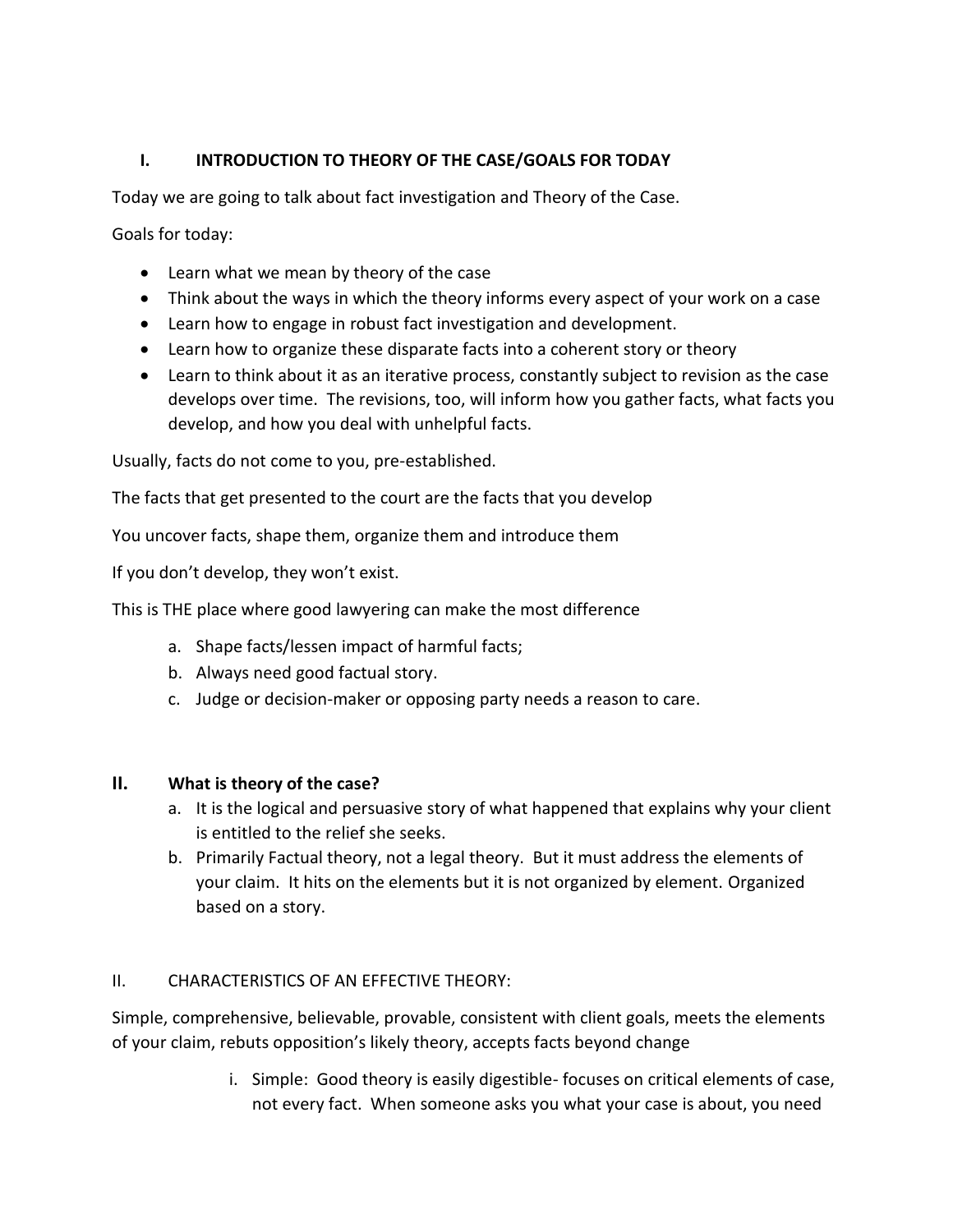## I. INTRODUCTION TO THEORY OF THE CASE/GOALS FOR TODAY

Today we are going to talk about fact investigation and Theory of the Case.

Goals for today:

- Learn what we mean by theory of the case
- Think about the ways in which the theory informs every aspect of your work on a case
- Learn how to engage in robust fact investigation and development.
- Learn how to organize these disparate facts into a coherent story or theory
- Learn to think about it as an iterative process, constantly subject to revision as the case develops over time. The revisions, too, will inform how you gather facts, what facts you develop, and how you deal with unhelpful facts.

Usually, facts do not come to you, pre-established.

The facts that get presented to the court are the facts that you develop

You uncover facts, shape them, organize them and introduce them

If you don't develop, they won't exist.

This is THE place where good lawyering can make the most difference

a. Shape facts/lessen impact of harmful facts;
b. Always need good factual story.
c. Judge or decision-maker or opposing party needs a reason to care.

## II. What is theory of the case?

a. It is the logical and persuasive story of what happened that explains why your client is entitled to the relief she seeks.
b. Primarily Factual theory, not a legal theory. But it must address the elements of your claim. It hits on the elements but it is not organized by element. Organized based on a story.

## II. CHARACTERISTICS OF AN EFFECTIVE THEORY:

Simple, comprehensive, believable, provable, consistent with client goals, meets the elements of your claim, rebuts opposition's likely theory, accepts facts beyond change

i. Simple: Good theory is easily digestible- focuses on critical elements of case, not every fact. When someone asks you what your case is about, you need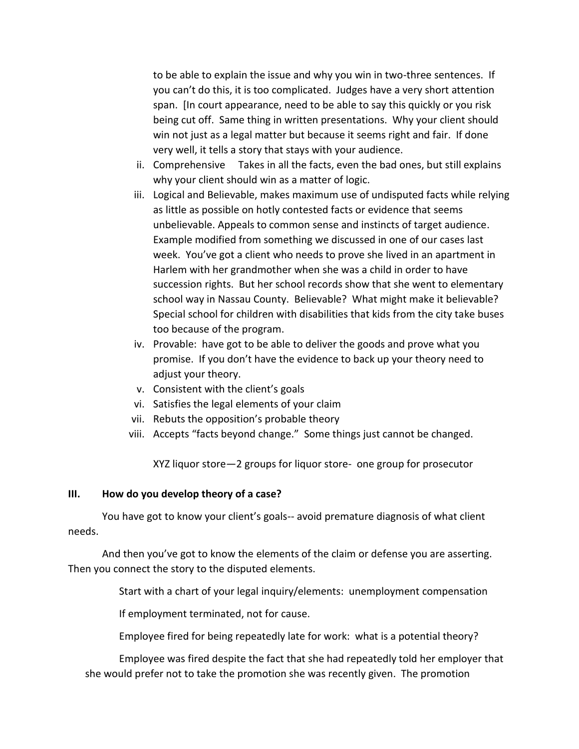to be able to explain the issue and why you win in two-three sentences. If you can't do this, it is too complicated. Judges have a very short attention span. [In court appearance, need to be able to say this quickly or you risk being cut off. Same thing in written presentations. Why your client should win not just as a legal matter but because it seems right and fair. If done very well, it tells a story that stays with your audience.

ii. Comprehensive Takes in all the facts, even the bad ones, but still explains why your client should win as a matter of logic.

iii. Logical and Believable, makes maximum use of undisputed facts while relying as little as possible on hotly contested facts or evidence that seems unbelievable. Appeals to common sense and instincts of target audience. Example modified from something we discussed in one of our cases last week. You've got a client who needs to prove she lived in an apartment in Harlem with her grandmother when she was a child in order to have succession rights. But her school records show that she went to elementary school way in Nassau County. Believable? What might make it believable? Special school for children with disabilities that kids from the city take buses too because of the program.

iv. Provable: have got to be able to deliver the goods and prove what you promise. If you don't have the evidence to back up your theory need to adjust your theory.

v. Consistent with the client's goals

vi. Satisfies the legal elements of your claim

vii. Rebuts the opposition's probable theory

viii. Accepts "facts beyond change." Some things just cannot be changed.

XYZ liquor store—2 groups for liquor store- one group for prosecutor

### III. How do you develop theory of a case?

You have got to know your client's goals-- avoid premature diagnosis of what client needs.

And then you've got to know the elements of the claim or defense you are asserting. Then you connect the story to the disputed elements.

Start with a chart of your legal inquiry/elements: unemployment compensation

If employment terminated, not for cause.

Employee fired for being repeatedly late for work: what is a potential theory?

Employee was fired despite the fact that she had repeatedly told her employer that she would prefer not to take the promotion she was recently given. The promotion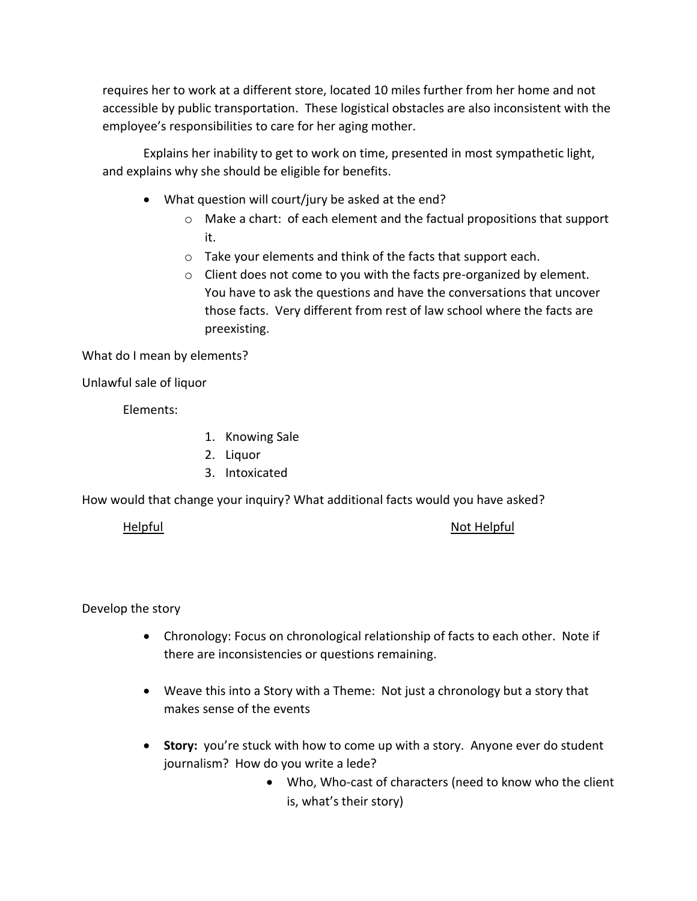requires her to work at a different store, located 10 miles further from her home and not accessible by public transportation. These logistical obstacles are also inconsistent with the employee's responsibilities to care for her aging mother.

Explains her inability to get to work on time, presented in most sympathetic light, and explains why she should be eligible for benefits.

- What question will court/jury be asked at the end?
  - Make a chart: of each element and the factual propositions that support it.
  - Take your elements and think of the facts that support each.
  - Client does not come to you with the facts pre-organized by element. You have to ask the questions and have the conversations that uncover those facts. Very different from rest of law school where the facts are preexisting.

What do I mean by elements?

Unlawful sale of liquor

Elements:

1. Knowing Sale
2. Liquor
3. Intoxicated

How would that change your inquiry? What additional facts would you have asked?

| Helpful | Not Helpful |
|---|---|
| | |

Develop the story

- Chronology: Focus on chronological relationship of facts to each other. Note if there are inconsistencies or questions remaining.

- Weave this into a Story with a Theme: Not just a chronology but a story that makes sense of the events

- **Story:** you're stuck with how to come up with a story. Anyone ever do student journalism? How do you write a lede?
  - Who, Who-cast of characters (need to know who the client is, what's their story)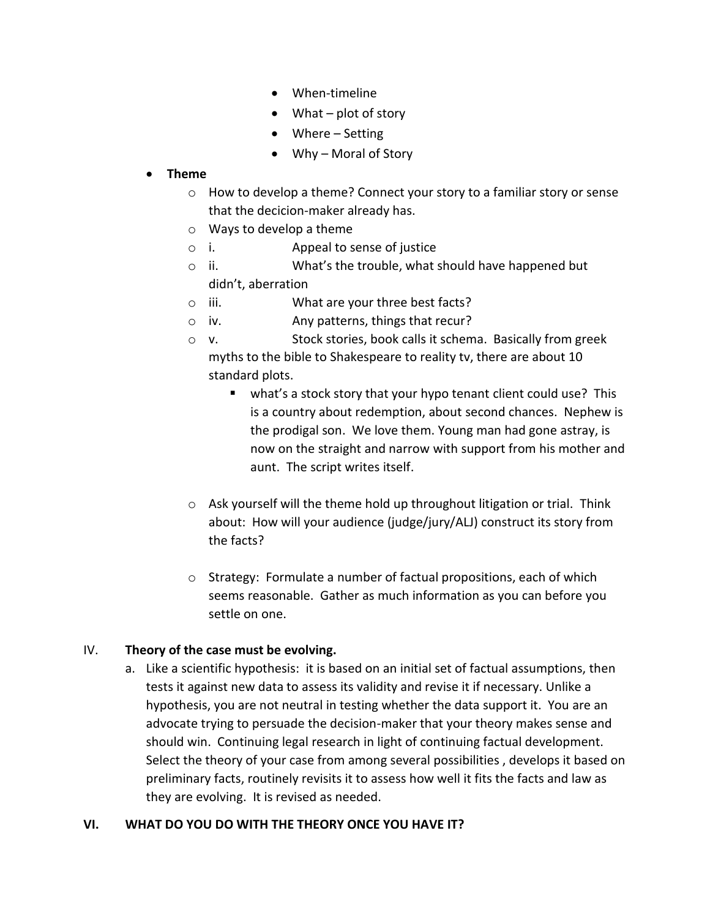- When-timeline
    - What – plot of story
    - Where – Setting
    - Why – Moral of Story

- **Theme**
  - How to develop a theme? Connect your story to a familiar story or sense that the decicion-maker already has.
  - Ways to develop a theme
  - i. Appeal to sense of justice
  - ii. What's the trouble, what should have happened but didn't, aberration
  - iii. What are your three best facts?
  - iv. Any patterns, things that recur?
  - v. Stock stories, book calls it schema. Basically from greek myths to the bible to Shakespeare to reality tv, there are about 10 standard plots.
    - what's a stock story that your hypo tenant client could use? This is a country about redemption, about second chances. Nephew is the prodigal son. We love them. Young man had gone astray, is now on the straight and narrow with support from his mother and aunt. The script writes itself.
  - Ask yourself will the theme hold up throughout litigation or trial. Think about: How will your audience (judge/jury/ALJ) construct its story from the facts?
  - Strategy: Formulate a number of factual propositions, each of which seems reasonable. Gather as much information as you can before you settle on one.

IV. **Theory of the case must be evolving.**

a. Like a scientific hypothesis: it is based on an initial set of factual assumptions, then tests it against new data to assess its validity and revise it if necessary. Unlike a hypothesis, you are not neutral in testing whether the data support it. You are an advocate trying to persuade the decision-maker that your theory makes sense and should win. Continuing legal research in light of continuing factual development. Select the theory of your case from among several possibilities , develops it based on preliminary facts, routinely revisits it to assess how well it fits the facts and law as they are evolving. It is revised as needed.

## VI. WHAT DO YOU DO WITH THE THEORY ONCE YOU HAVE IT?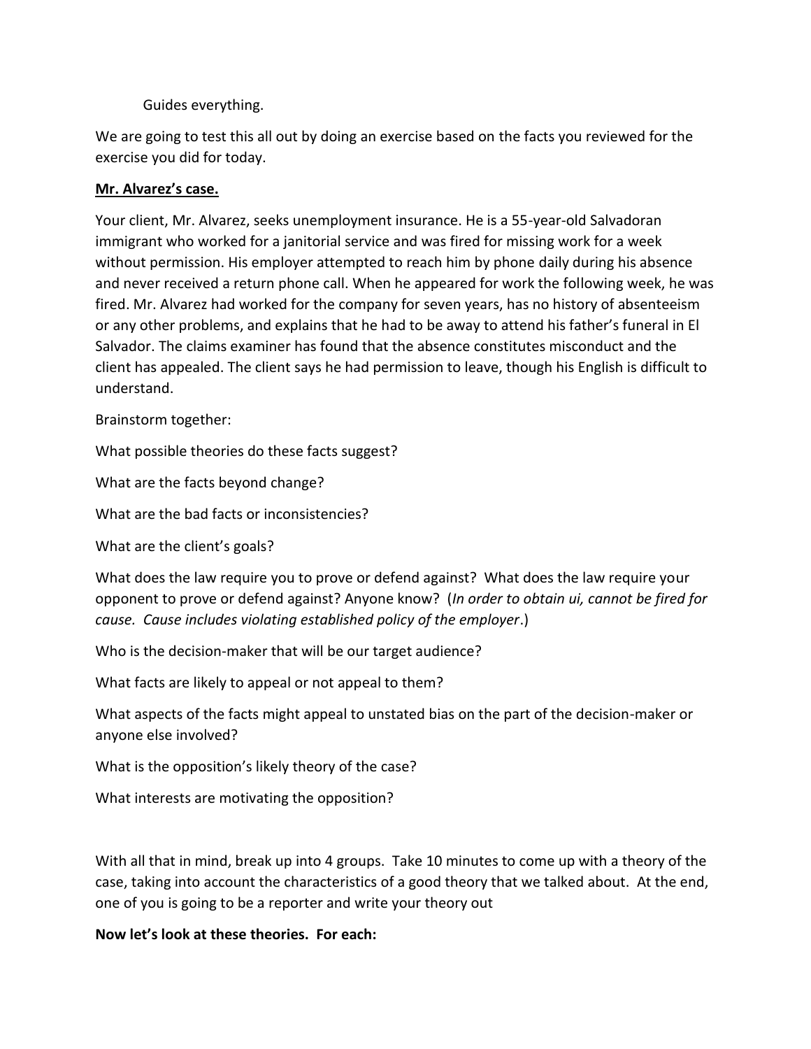Guides everything.

We are going to test this all out by doing an exercise based on the facts you reviewed for the exercise you did for today.

**<u>Mr. Alvarez's case.</u>**

Your client, Mr. Alvarez, seeks unemployment insurance. He is a 55-year-old Salvadoran immigrant who worked for a janitorial service and was fired for missing work for a week without permission. His employer attempted to reach him by phone daily during his absence and never received a return phone call. When he appeared for work the following week, he was fired. Mr. Alvarez had worked for the company for seven years, has no history of absenteeism or any other problems, and explains that he had to be away to attend his father's funeral in El Salvador. The claims examiner has found that the absence constitutes misconduct and the client has appealed. The client says he had permission to leave, though his English is difficult to understand.

Brainstorm together:

What possible theories do these facts suggest?

What are the facts beyond change?

What are the bad facts or inconsistencies?

What are the client's goals?

What does the law require you to prove or defend against? What does the law require your opponent to prove or defend against? Anyone know? (*In order to obtain ui, cannot be fired for cause. Cause includes violating established policy of the employer*.)

Who is the decision-maker that will be our target audience?

What facts are likely to appeal or not appeal to them?

What aspects of the facts might appeal to unstated bias on the part of the decision-maker or anyone else involved?

What is the opposition's likely theory of the case?

What interests are motivating the opposition?

With all that in mind, break up into 4 groups. Take 10 minutes to come up with a theory of the case, taking into account the characteristics of a good theory that we talked about. At the end, one of you is going to be a reporter and write your theory out

**Now let's look at these theories. For each:**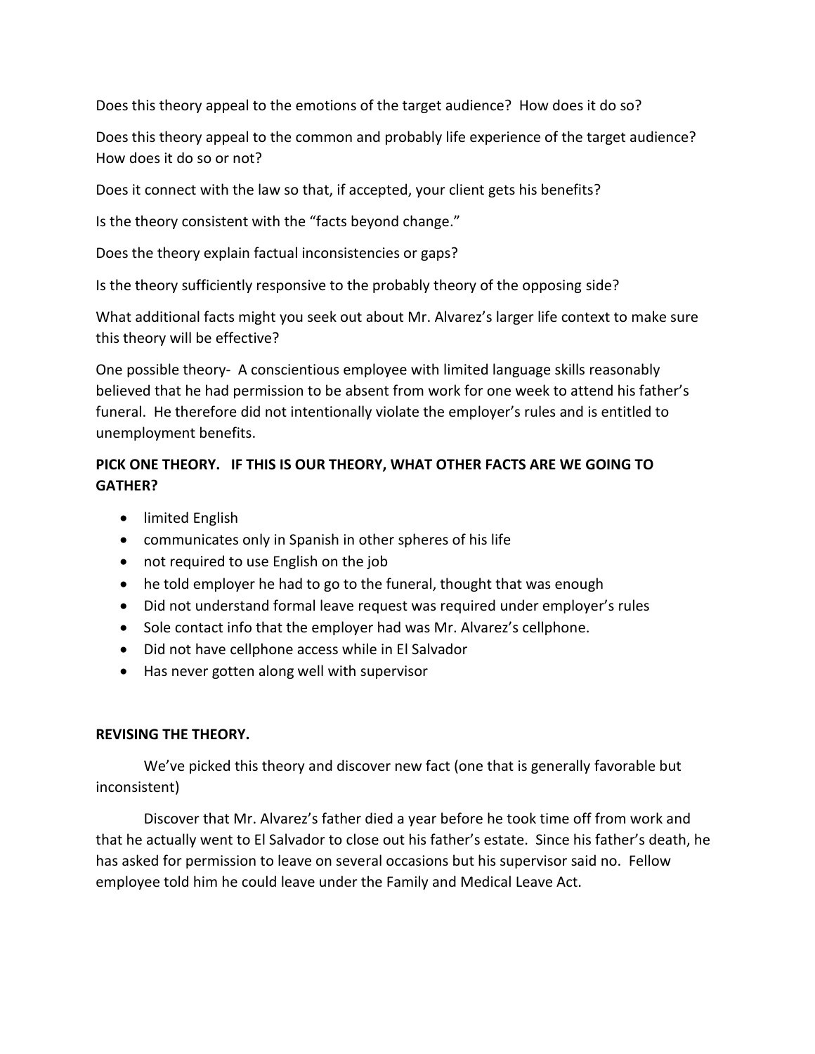Does this theory appeal to the emotions of the target audience? How does it do so?

Does this theory appeal to the common and probably life experience of the target audience? How does it do so or not?

Does it connect with the law so that, if accepted, your client gets his benefits?

Is the theory consistent with the "facts beyond change."

Does the theory explain factual inconsistencies or gaps?

Is the theory sufficiently responsive to the probably theory of the opposing side?

What additional facts might you seek out about Mr. Alvarez's larger life context to make sure this theory will be effective?

One possible theory- A conscientious employee with limited language skills reasonably believed that he had permission to be absent from work for one week to attend his father's funeral. He therefore did not intentionally violate the employer's rules and is entitled to unemployment benefits.

**PICK ONE THEORY. IF THIS IS OUR THEORY, WHAT OTHER FACTS ARE WE GOING TO GATHER?**

- limited English
- communicates only in Spanish in other spheres of his life
- not required to use English on the job
- he told employer he had to go to the funeral, thought that was enough
- Did not understand formal leave request was required under employer's rules
- Sole contact info that the employer had was Mr. Alvarez's cellphone.
- Did not have cellphone access while in El Salvador
- Has never gotten along well with supervisor

**REVISING THE THEORY.**

We've picked this theory and discover new fact (one that is generally favorable but inconsistent)

Discover that Mr. Alvarez's father died a year before he took time off from work and that he actually went to El Salvador to close out his father's estate. Since his father's death, he has asked for permission to leave on several occasions but his supervisor said no. Fellow employee told him he could leave under the Family and Medical Leave Act.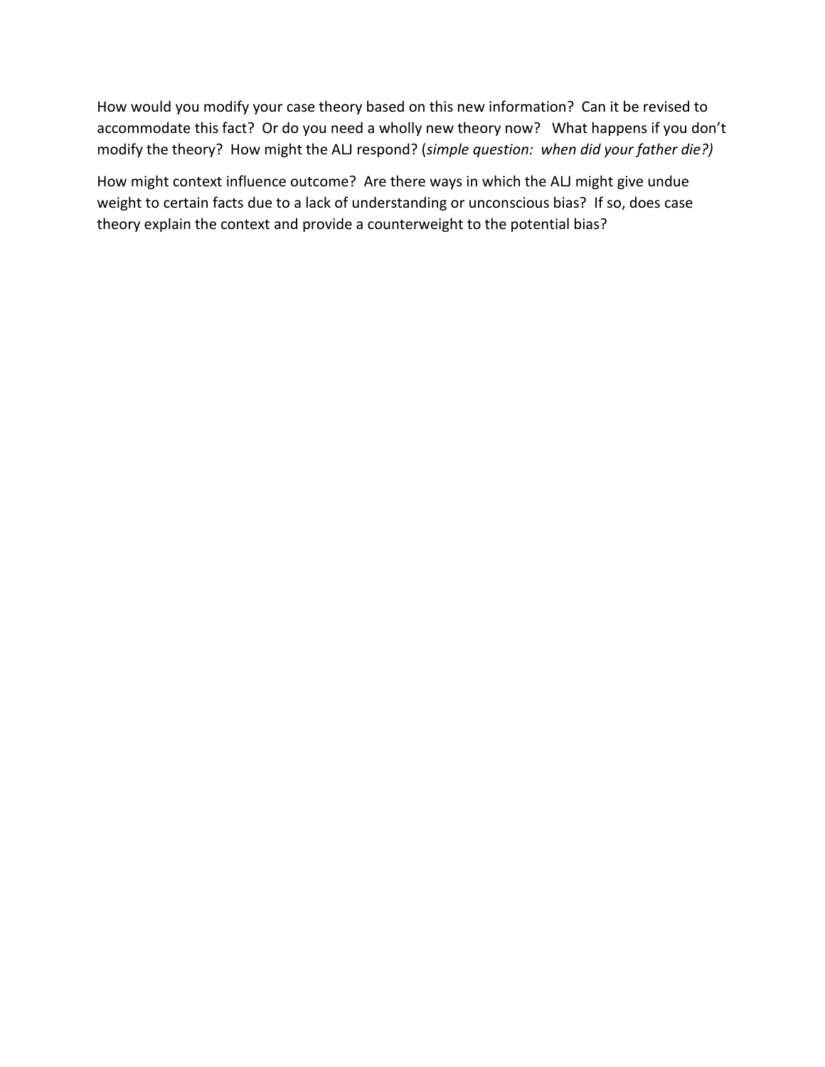How would you modify your case theory based on this new information? Can it be revised to accommodate this fact? Or do you need a wholly new theory now? What happens if you don't modify the theory? How might the ALJ respond? (*simple question: when did your father die?)*

How might context influence outcome? Are there ways in which the ALJ might give undue weight to certain facts due to a lack of understanding or unconscious bias? If so, does case theory explain the context and provide a counterweight to the potential bias?